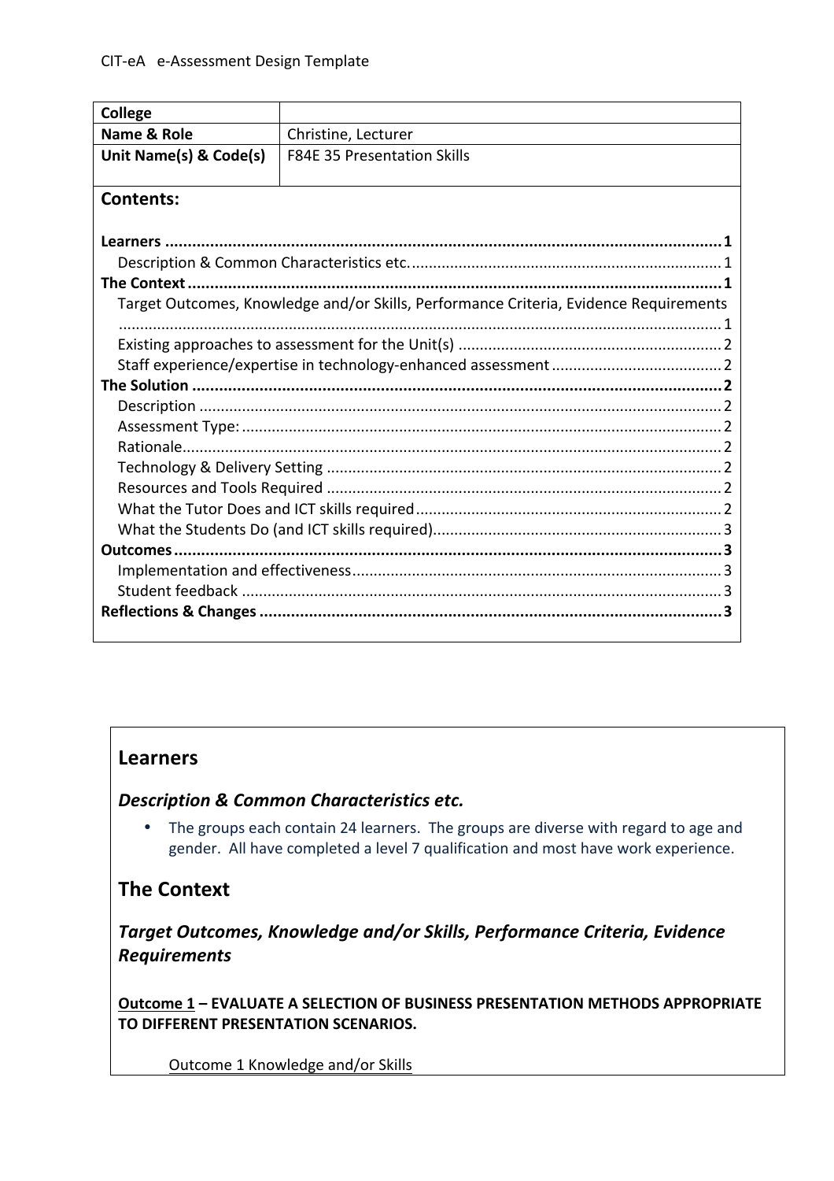CIT-eA e-Assessment Design Template

| College | |
|---|---|
| Name & Role | Christine, Lecturer |
| Unit Name(s) & Code(s) | F84E 35 Presentation Skills |

**Contents:**

**Learners** ........................................................................................................................ **1**
  Description & Common Characteristics etc. ........................................................................ 1
**The Context** ........................................................................................................................ **1**
  Target Outcomes, Knowledge and/or Skills, Performance Criteria, Evidence Requirements ........................................................................................................................ 1
  Existing approaches to assessment for the Unit(s) ............................................................. 2
  Staff experience/expertise in technology-enhanced assessment ....................................... 2
**The Solution** ........................................................................................................................ **2**
  Description ........................................................................................................................ 2
  Assessment Type: ................................................................................................................ 2
  Rationale ........................................................................................................................ 2
  Technology & Delivery Setting ............................................................................................ 2
  Resources and Tools Required ............................................................................................ 2
  What the Tutor Does and ICT skills required ....................................................................... 2
  What the Students Do (and ICT skills required) ................................................................... 3
**Outcomes** ........................................................................................................................ **3**
  Implementation and effectiveness ...................................................................................... 3
  Student feedback ............................................................................................................... 3
**Reflections & Changes** ........................................................................................................ **3**

## Learners

### *Description & Common Characteristics etc.*

- The groups each contain 24 learners. The groups are diverse with regard to age and gender. All have completed a level 7 qualification and most have work experience.

## The Context

### *Target Outcomes, Knowledge and/or Skills, Performance Criteria, Evidence Requirements*

**Outcome 1 – EVALUATE A SELECTION OF BUSINESS PRESENTATION METHODS APPROPRIATE TO DIFFERENT PRESENTATION SCENARIOS.**

Outcome 1 Knowledge and/or Skills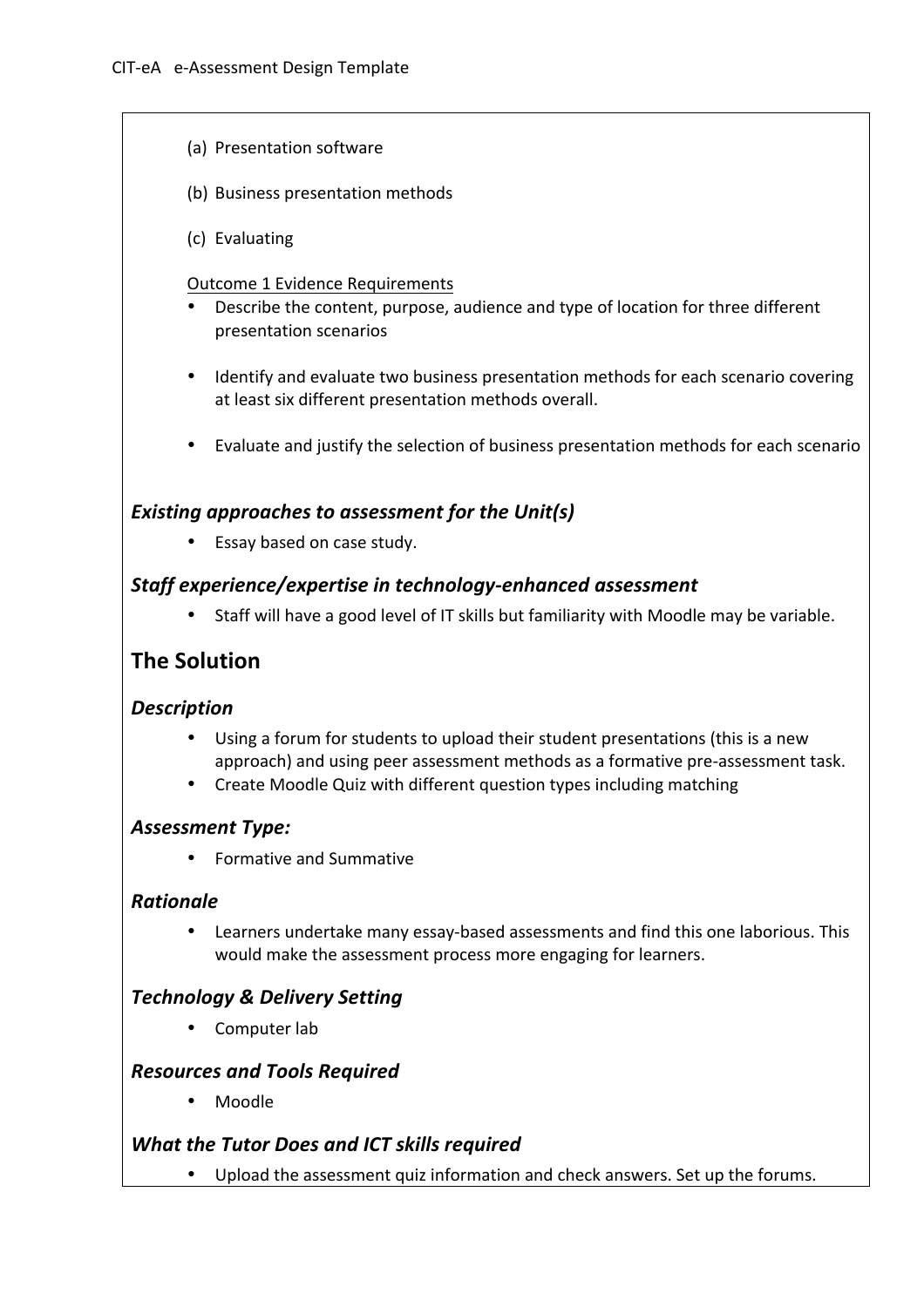(a) Presentation software

(b) Business presentation methods

(c) Evaluating

Outcome 1 Evidence Requirements

- Describe the content, purpose, audience and type of location for three different presentation scenarios
- Identify and evaluate two business presentation methods for each scenario covering at least six different presentation methods overall.
- Evaluate and justify the selection of business presentation methods for each scenario

### *Existing approaches to assessment for the Unit(s)*

- Essay based on case study.

### *Staff experience/expertise in technology-enhanced assessment*

- Staff will have a good level of IT skills but familiarity with Moodle may be variable.

## The Solution

### *Description*

- Using a forum for students to upload their student presentations (this is a new approach) and using peer assessment methods as a formative pre-assessment task.
- Create Moodle Quiz with different question types including matching

### *Assessment Type:*

- Formative and Summative

### *Rationale*

- Learners undertake many essay-based assessments and find this one laborious. This would make the assessment process more engaging for learners.

### *Technology & Delivery Setting*

- Computer lab

### *Resources and Tools Required*

- Moodle

### *What the Tutor Does and ICT skills required*

- Upload the assessment quiz information and check answers. Set up the forums.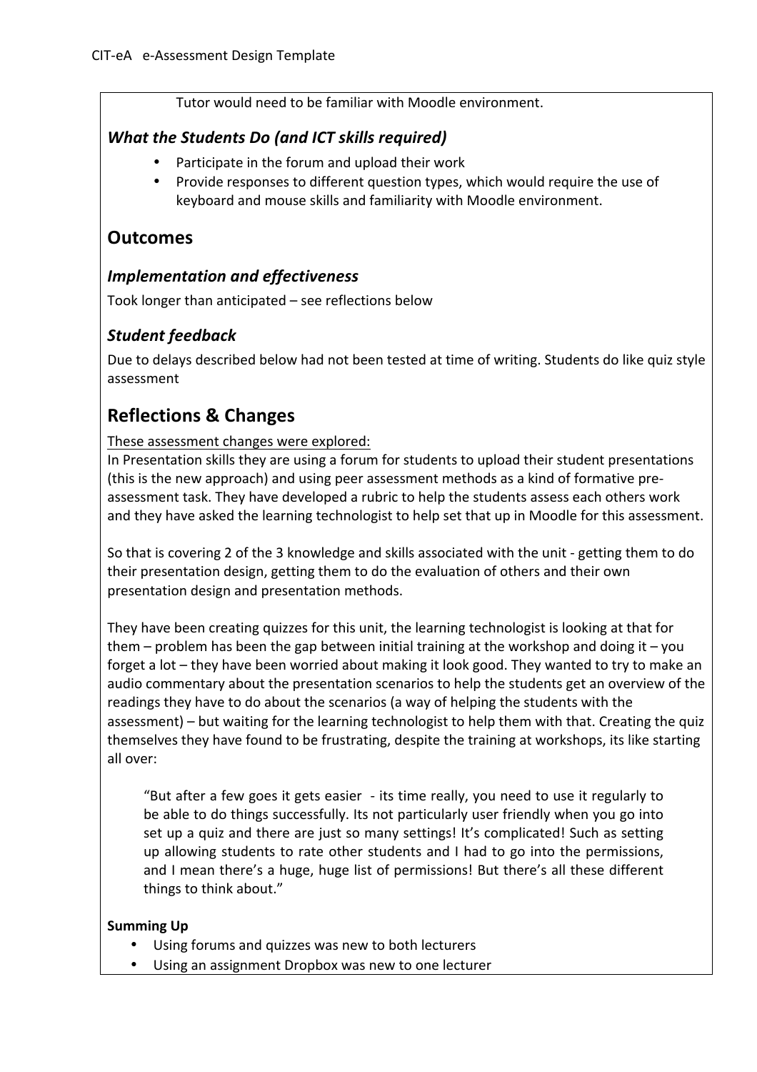Tutor would need to be familiar with Moodle environment.

### *What the Students Do (and ICT skills required)*

- Participate in the forum and upload their work
- Provide responses to different question types, which would require the use of keyboard and mouse skills and familiarity with Moodle environment.

## Outcomes

### *Implementation and effectiveness*

Took longer than anticipated – see reflections below

### *Student feedback*

Due to delays described below had not been tested at time of writing. Students do like quiz style assessment

## Reflections & Changes

<u>These assessment changes were explored:</u>
In Presentation skills they are using a forum for students to upload their student presentations (this is the new approach) and using peer assessment methods as a kind of formative pre-assessment task. They have developed a rubric to help the students assess each others work and they have asked the learning technologist to help set that up in Moodle for this assessment.

So that is covering 2 of the 3 knowledge and skills associated with the unit - getting them to do their presentation design, getting them to do the evaluation of others and their own presentation design and presentation methods.

They have been creating quizzes for this unit, the learning technologist is looking at that for them – problem has been the gap between initial training at the workshop and doing it – you forget a lot – they have been worried about making it look good. They wanted to try to make an audio commentary about the presentation scenarios to help the students get an overview of the readings they have to do about the scenarios (a way of helping the students with the assessment) – but waiting for the learning technologist to help them with that. Creating the quiz themselves they have found to be frustrating, despite the training at workshops, its like starting all over:

> "But after a few goes it gets easier - its time really, you need to use it regularly to be able to do things successfully. Its not particularly user friendly when you go into set up a quiz and there are just so many settings! It's complicated! Such as setting up allowing students to rate other students and I had to go into the permissions, and I mean there's a huge, huge list of permissions! But there's all these different things to think about."

**Summing Up**

- Using forums and quizzes was new to both lecturers
- Using an assignment Dropbox was new to one lecturer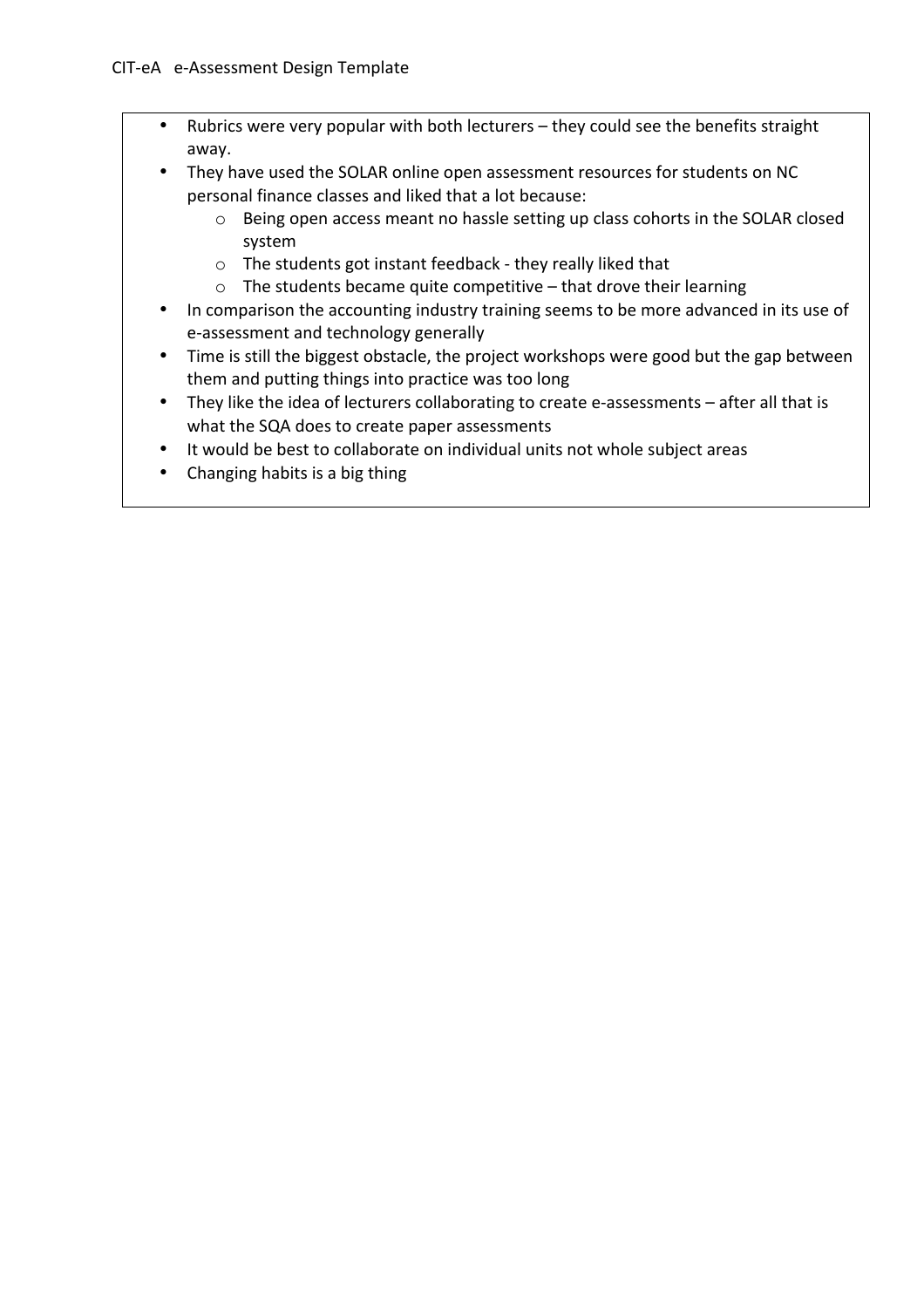- Rubrics were very popular with both lecturers – they could see the benefits straight away.
- They have used the SOLAR online open assessment resources for students on NC personal finance classes and liked that a lot because:
  - Being open access meant no hassle setting up class cohorts in the SOLAR closed system
  - The students got instant feedback - they really liked that
  - The students became quite competitive – that drove their learning
- In comparison the accounting industry training seems to be more advanced in its use of e-assessment and technology generally
- Time is still the biggest obstacle, the project workshops were good but the gap between them and putting things into practice was too long
- They like the idea of lecturers collaborating to create e-assessments – after all that is what the SQA does to create paper assessments
- It would be best to collaborate on individual units not whole subject areas
- Changing habits is a big thing